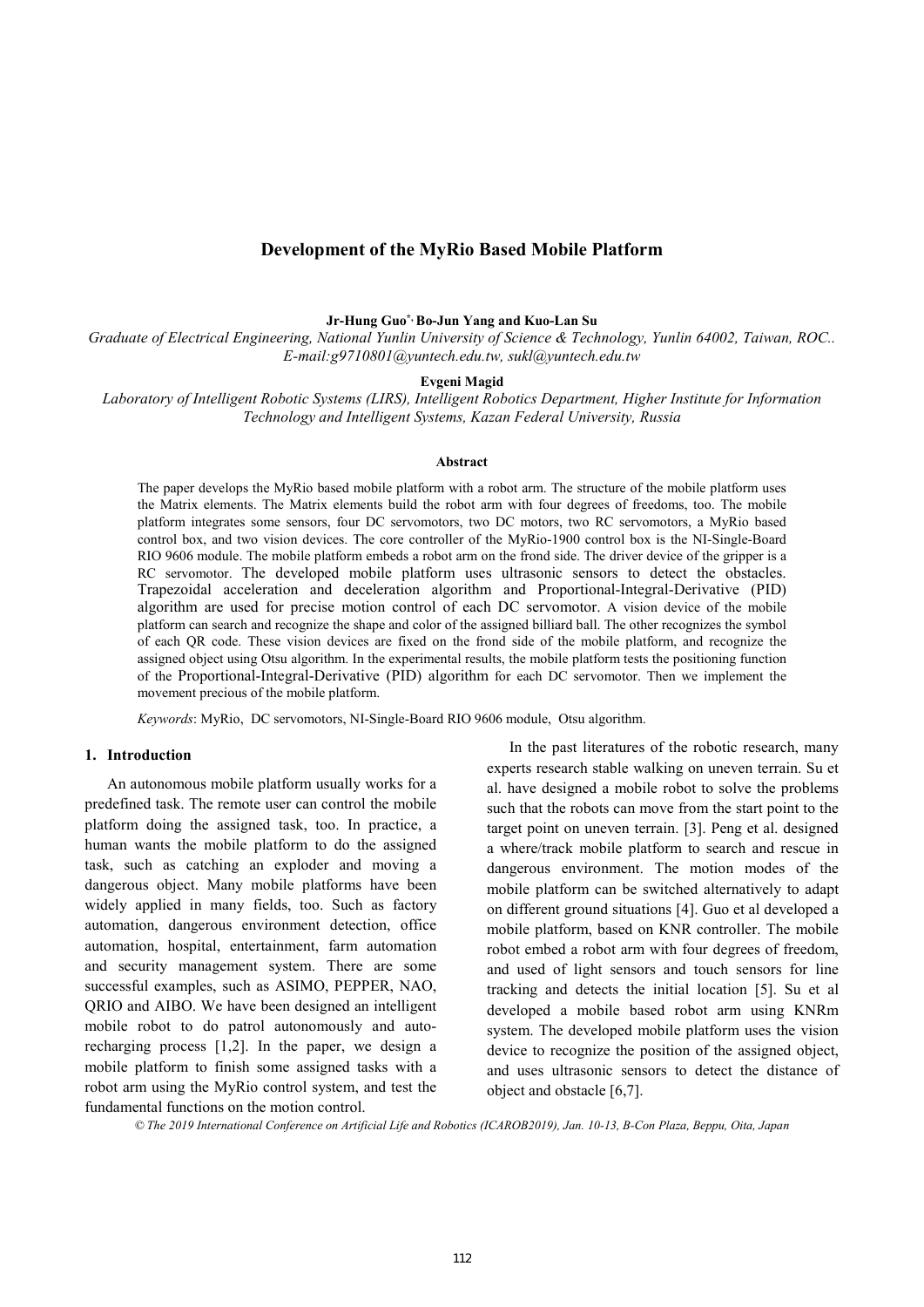# Development of the MyRio Based Mobile Platform

**Jr-Hung Guo*, Bo-Jun Yang and Kuo-Lan Su**

*Graduate of Electrical Engineering, National Yunlin University of Science & Technology, Yunlin 64002, Taiwan, ROC..*
*E-mail:g9710801@yuntech.edu.tw, sukl@yuntech.edu.tw*

**Evgeni Magid**

*Laboratory of Intelligent Robotic Systems (LIRS), Intelligent Robotics Department, Higher Institute for Information Technology and Intelligent Systems, Kazan Federal University, Russia*

#### Abstract

The paper develops the MyRio based mobile platform with a robot arm. The structure of the mobile platform uses the Matrix elements. The Matrix elements build the robot arm with four degrees of freedoms, too. The mobile platform integrates some sensors, four DC servomotors, two DC motors, two RC servomotors, a MyRio based control box, and two vision devices. The core controller of the MyRio-1900 control box is the NI-Single-Board RIO 9606 module. The mobile platform embeds a robot arm on the frond side. The driver device of the gripper is a RC servomotor. The developed mobile platform uses ultrasonic sensors to detect the obstacles. Trapezoidal acceleration and deceleration algorithm and Proportional-Integral-Derivative (PID) algorithm are used for precise motion control of each DC servomotor. A vision device of the mobile platform can search and recognize the shape and color of the assigned billiard ball. The other recognizes the symbol of each QR code. These vision devices are fixed on the frond side of the mobile platform, and recognize the assigned object using Otsu algorithm. In the experimental results, the mobile platform tests the positioning function of the Proportional-Integral-Derivative (PID) algorithm for each DC servomotor. Then we implement the movement precious of the mobile platform.

*Keywords*: MyRio, DC servomotors, NI-Single-Board RIO 9606 module, Otsu algorithm.

## 1. Introduction

An autonomous mobile platform usually works for a predefined task. The remote user can control the mobile platform doing the assigned task, too. In practice, a human wants the mobile platform to do the assigned task, such as catching an exploder and moving a dangerous object. Many mobile platforms have been widely applied in many fields, too. Such as factory automation, dangerous environment detection, office automation, hospital, entertainment, farm automation and security management system. There are some successful examples, such as ASIMO, PEPPER, NAO, QRIO and AIBO. We have been designed an intelligent mobile robot to do patrol autonomously and auto-recharging process [1,2]. In the paper, we design a mobile platform to finish some assigned tasks with a robot arm using the MyRio control system, and test the fundamental functions on the motion control.

In the past literatures of the robotic research, many experts research stable walking on uneven terrain. Su et al. have designed a mobile robot to solve the problems such that the robots can move from the start point to the target point on uneven terrain. [3]. Peng et al. designed a where/track mobile platform to search and rescue in dangerous environment. The motion modes of the mobile platform can be switched alternatively to adapt on different ground situations [4]. Guo et al developed a mobile platform, based on KNR controller. The mobile robot embed a robot arm with four degrees of freedom, and used of light sensors and touch sensors for line tracking and detects the initial location [5]. Su et al developed a mobile based robot arm using KNRm system. The developed mobile platform uses the vision device to recognize the position of the assigned object, and uses ultrasonic sensors to detect the distance of object and obstacle [6,7].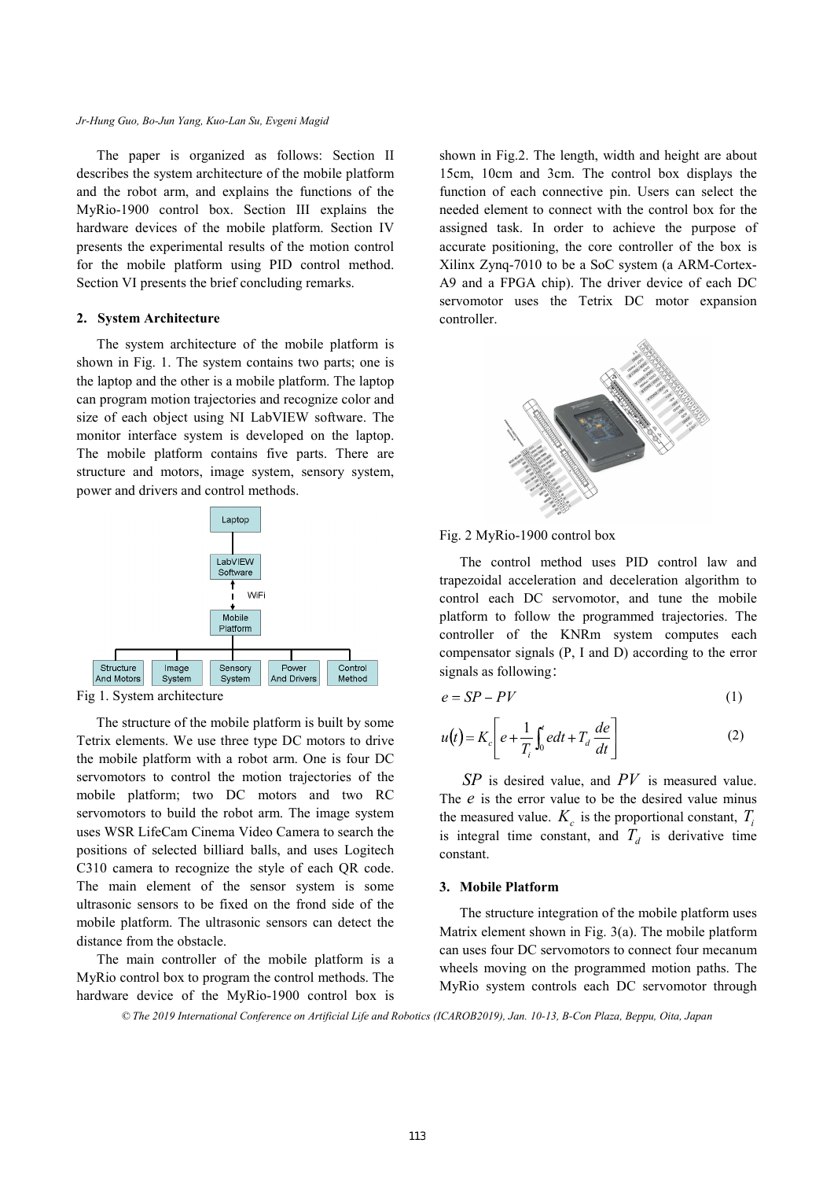The paper is organized as follows: Section II describes the system architecture of the mobile platform and the robot arm, and explains the functions of the MyRio-1900 control box. Section III explains the hardware devices of the mobile platform. Section IV presents the experimental results of the motion control for the mobile platform using PID control method. Section VI presents the brief concluding remarks.

## 2. System Architecture

The system architecture of the mobile platform is shown in Fig. 1. The system contains two parts; one is the laptop and the other is a mobile platform. The laptop can program motion trajectories and recognize color and size of each object using NI LabVIEW software. The monitor interface system is developed on the laptop. The mobile platform contains five parts. There are structure and motors, image system, sensory system, power and drivers and control methods.

Fig 1. System architecture

The structure of the mobile platform is built by some Tetrix elements. We use three type DC motors to drive the mobile platform with a robot arm. One is four DC servomotors to control the motion trajectories of the mobile platform; two DC motors and two RC servomotors to build the robot arm. The image system uses WSR LifeCam Cinema Video Camera to search the positions of selected billiard balls, and uses Logitech C310 camera to recognize the style of each QR code. The main element of the sensor system is some ultrasonic sensors to be fixed on the frond side of the mobile platform. The ultrasonic sensors can detect the distance from the obstacle.

The main controller of the mobile platform is a MyRio control box to program the control methods. The hardware device of the MyRio-1900 control box is shown in Fig.2. The length, width and height are about 15cm, 10cm and 3cm. The control box displays the function of each connective pin. Users can select the needed element to connect with the control box for the assigned task. In order to achieve the purpose of accurate positioning, the core controller of the box is Xilinx Zynq-7010 to be a SoC system (a ARM-Cortex-A9 and a FPGA chip). The driver device of each DC servomotor uses the Tetrix DC motor expansion controller.

Fig. 2 MyRio-1900 control box

The control method uses PID control law and trapezoidal acceleration and deceleration algorithm to control each DC servomotor, and tune the mobile platform to follow the programmed trajectories. The controller of the KNRm system computes each compensator signals (P, I and D) according to the error signals as following：

$$e = SP - PV \tag{1}$$

$$u(t) = K_c\left[e + \frac{1}{T_i}\int_0^t e\,dt + T_d\frac{de}{dt}\right] \tag{2}$$

$SP$ is desired value, and $PV$ is measured value. The $e$ is the error value to be the desired value minus the measured value. $K_c$ is the proportional constant, $T_i$ is integral time constant, and $T_d$ is derivative time constant.

## 3. Mobile Platform

The structure integration of the mobile platform uses Matrix element shown in Fig. 3(a). The mobile platform can uses four DC servomotors to connect four mecanum wheels moving on the programmed motion paths. The MyRio system controls each DC servomotor through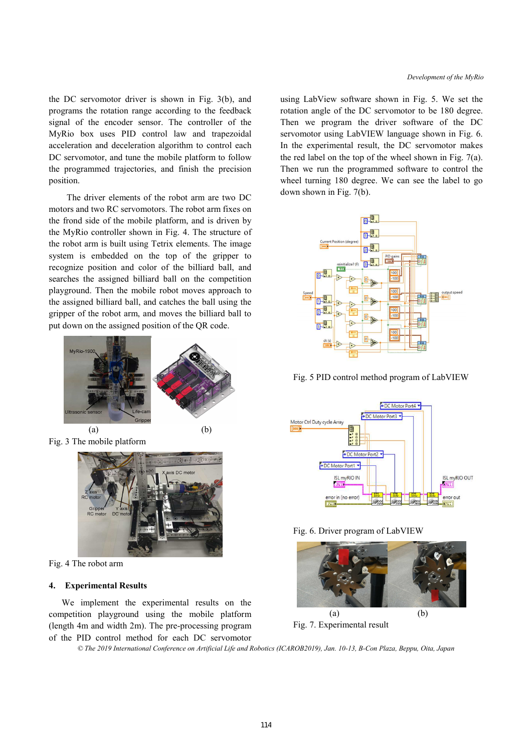the DC servomotor driver is shown in Fig. 3(b), and programs the rotation range according to the feedback signal of the encoder sensor. The controller of the MyRio box uses PID control law and trapezoidal acceleration and deceleration algorithm to control each DC servomotor, and tune the mobile platform to follow the programmed trajectories, and finish the precision position.

The driver elements of the robot arm are two DC motors and two RC servomotors. The robot arm fixes on the frond side of the mobile platform, and is driven by the MyRio controller shown in Fig. 4. The structure of the robot arm is built using Tetrix elements. The image system is embedded on the top of the gripper to recognize position and color of the billiard ball, and searches the assigned billiard ball on the competition playground. Then the mobile robot moves approach to the assigned billiard ball, and catches the ball using the gripper of the robot arm, and moves the billiard ball to put down on the assigned position of the QR code.

(a) (b)

Fig. 3 The mobile platform

Fig. 4 The robot arm

## 4. Experimental Results

We implement the experimental results on the competition playground using the mobile platform (length 4m and width 2m). The pre-processing program of the PID control method for each DC servomotor using LabView software shown in Fig. 5. We set the rotation angle of the DC servomotor to be 180 degree. Then we program the driver software of the DC servomotor using LabVIEW language shown in Fig. 6. In the experimental result, the DC servomotor makes the red label on the top of the wheel shown in Fig. 7(a). Then we run the programmed software to control the wheel turning 180 degree. We can see the label to go down shown in Fig. 7(b).

Fig. 5 PID control method program of LabVIEW

Fig. 6. Driver program of LabVIEW

(a) (b)

Fig. 7. Experimental result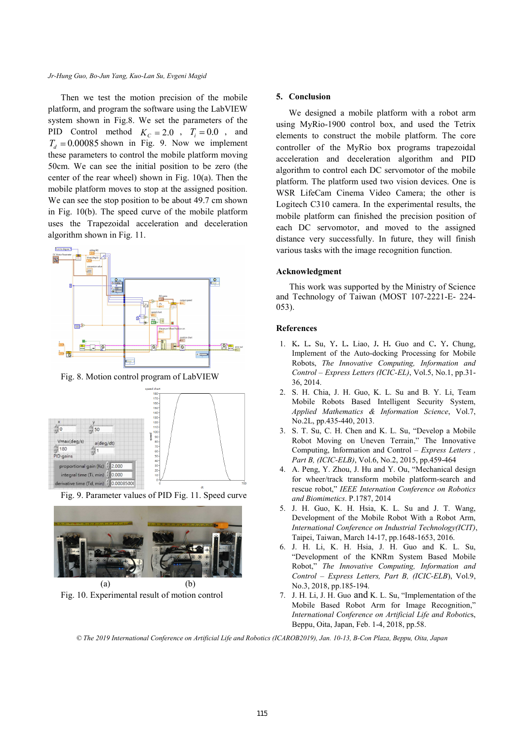Then we test the motion precision of the mobile platform, and program the software using the LabVIEW system shown in Fig.8. We set the parameters of the PID Control method $K_C = 2.0$ , $T_i = 0.0$ , and $T_d = 0.00085$ shown in Fig. 9. Now we implement these parameters to control the mobile platform moving 50cm. We can see the initial position to be zero (the center of the rear wheel) shown in Fig. 10(a). Then the mobile platform moves to stop at the assigned position. We can see the stop position to be about 49.7 cm shown in Fig. 10(b). The speed curve of the mobile platform uses the Trapezoidal acceleration and deceleration algorithm shown in Fig. 11.

Fig. 8. Motion control program of LabVIEW

x
0
y
50
Vmax(deg/s)
180
a(deg/dt)
1
PID gains
proportional gain (Kc) 2.000
integral time (Ti, min) 0.000
derivative time (Td, min) 0.00085000

speed chart
180
170
160
150
140
130
120
110
100
90
80
70
60
50
40
30
20
10
0
0
700
speed

Fig. 9. Parameter values of PID Fig. 11. Speed curve

(a) (b)

Fig. 10. Experimental result of motion control

## 5. Conclusion

We designed a mobile platform with a robot arm using MyRio-1900 control box, and used the Tetrix elements to construct the mobile platform. The core controller of the MyRio box programs trapezoidal acceleration and deceleration algorithm and PID algorithm to control each DC servomotor of the mobile platform. The platform used two vision devices. One is WSR LifeCam Cinema Video Camera; the other is Logitech C310 camera. In the experimental results, the mobile platform can finished the precision position of each DC servomotor, and moved to the assigned distance very successfully. In future, they will finish various tasks with the image recognition function.

## Acknowledgment

This work was supported by the Ministry of Science and Technology of Taiwan (MOST 107-2221-E- 224-053).

## References

1. K. L. Su, Y. L. Liao, J. H. Guo and C. Y. Chung, Implement of the Auto-docking Processing for Mobile Robots, *The Innovative Computing, Information and Control – Express Letters (ICIC-EL)*, Vol.5, No.1, pp.31-36, 2014.
2. S. H. Chia, J. H. Guo, K. L. Su and B. Y. Li, Team Mobile Robots Based Intelligent Security System, *Applied Mathematics & Information Science*, Vol.7, No.2L, pp.435-440, 2013.
3. S. T. Su, C. H. Chen and K. L. Su, "Develop a Mobile Robot Moving on Uneven Terrain," The Innovative Computing, Information and Control – *Express Letters , Part B, (ICIC-ELB)*, Vol.6, No.2, 2015, pp.459-464
4. A. Peng, Y. Zhou, J. Hu and Y. Ou, "Mechanical design for wheel/track transform mobile platform-search and rescue robot," *IEEE Internation Conference on Robotics and Biomimetics*. P.1787, 2014
5. J. H. Guo, K. H. Hsia, K. L. Su and J. T. Wang, Development of the Mobile Robot With a Robot Arm, *International Conference on Industrial Technology(ICIT)*, Taipei, Taiwan, March 14-17, pp.1648-1653, 2016.
6. J. H. Li, K. H. Hsia, J. H. Guo and K. L. Su, "Development of the KNRm System Based Mobile Robot," *The Innovative Computing, Information and Control – Express Letters, Part B, (ICIC-ELB)*, Vol.9, No.3, 2018, pp.185-194.
7. J. H. Li, J. H. Guo and K. L. Su, "Implementation of the Mobile Based Robot Arm for Image Recognition," *International Conference on Artificial Life and Robotics*, Beppu, Oita, Japan, Feb. 1-4, 2018, pp.58.